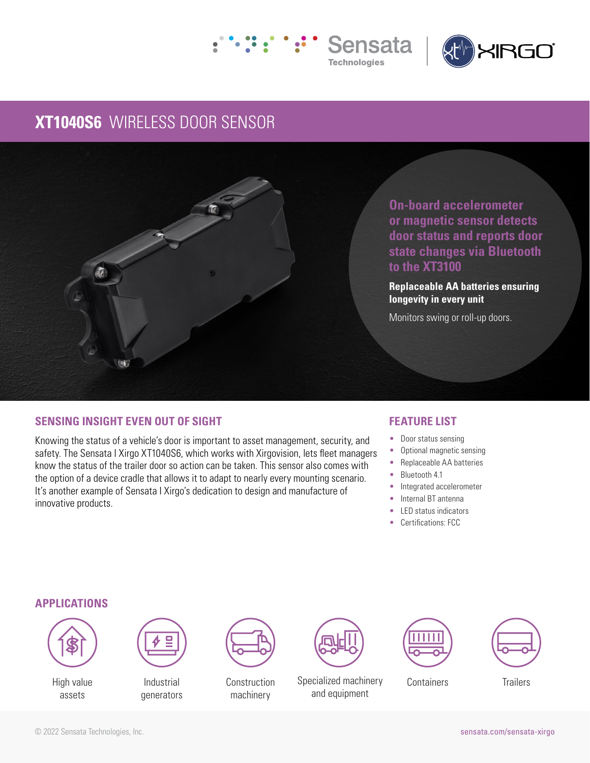# XT1040S6 WIRELESS DOOR SENSOR

**On-board accelerometer or magnetic sensor detects door status and reports door state changes via Bluetooth to the XT3100**

**Replaceable AA batteries ensuring longevity in every unit**

Monitors swing or roll-up doors.

## SENSING INSIGHT EVEN OUT OF SIGHT

Knowing the status of a vehicle's door is important to asset management, security, and safety. The Sensata I Xirgo XT1040S6, which works with Xirgovision, lets fleet managers know the status of the trailer door so action can be taken. This sensor also comes with the option of a device cradle that allows it to adapt to nearly every mounting scenario. It's another example of Sensata I Xirgo's dedication to design and manufacture of innovative products.

## FEATURE LIST

- Door status sensing
- Optional magnetic sensing
- Replaceable AA batteries
- Bluetooth 4.1
- Integrated accelerometer
- Internal BT antenna
- LED status indicators
- Certifications: FCC

## APPLICATIONS

- High value assets
- Industrial generators
- Construction machinery
- Specialized machinery and equipment
- Containers
- Trailers

© 2022 Sensata Technologies, Inc.

sensata.com/sensata-xirgo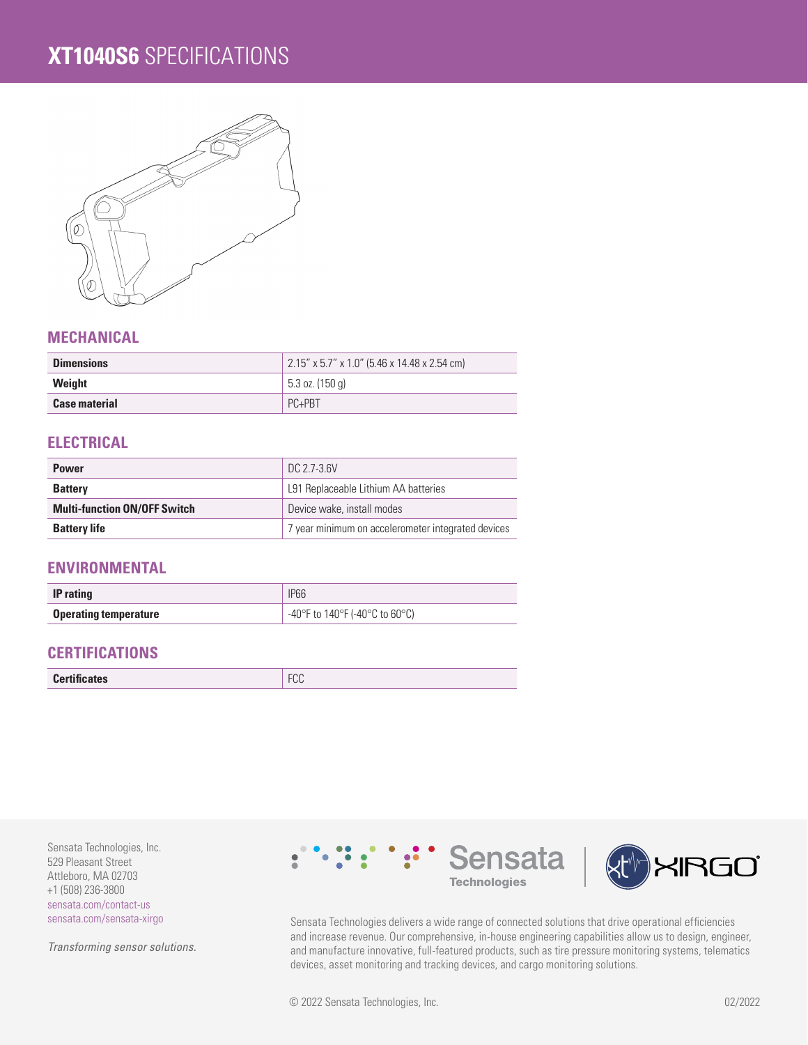# XT1040S6 SPECIFICATIONS

## MECHANICAL

| | |
|---|---|
| **Dimensions** | 2.15" x 5.7" x 1.0" (5.46 x 14.48 x 2.54 cm) |
| **Weight** | 5.3 oz. (150 g) |
| **Case material** | PC+PBT |

## ELECTRICAL

| | |
|---|---|
| **Power** | DC 2.7-3.6V |
| **Battery** | L91 Replaceable Lithium AA batteries |
| **Multi-function ON/OFF Switch** | Device wake, install modes |
| **Battery life** | 7 year minimum on accelerometer integrated devices |

## ENVIRONMENTAL

| | |
|---|---|
| **IP rating** | IP66 |
| **Operating temperature** | -40°F to 140°F (-40°C to 60°C) |

## CERTIFICATIONS

| | |
|---|---|
| **Certificates** | FCC |

Sensata Technologies, Inc.
529 Pleasant Street
Attleboro, MA 02703
+1 (508) 236-3800
sensata.com/contact-us
sensata.com/sensata-xirgo

*Transforming sensor solutions.*

Sensata Technologies | XIRGO

Sensata Technologies delivers a wide range of connected solutions that drive operational efficiencies and increase revenue. Our comprehensive, in-house engineering capabilities allow us to design, engineer, and manufacture innovative, full-featured products, such as tire pressure monitoring systems, telematics devices, asset monitoring and tracking devices, and cargo monitoring solutions.

© 2022 Sensata Technologies, Inc.

02/2022